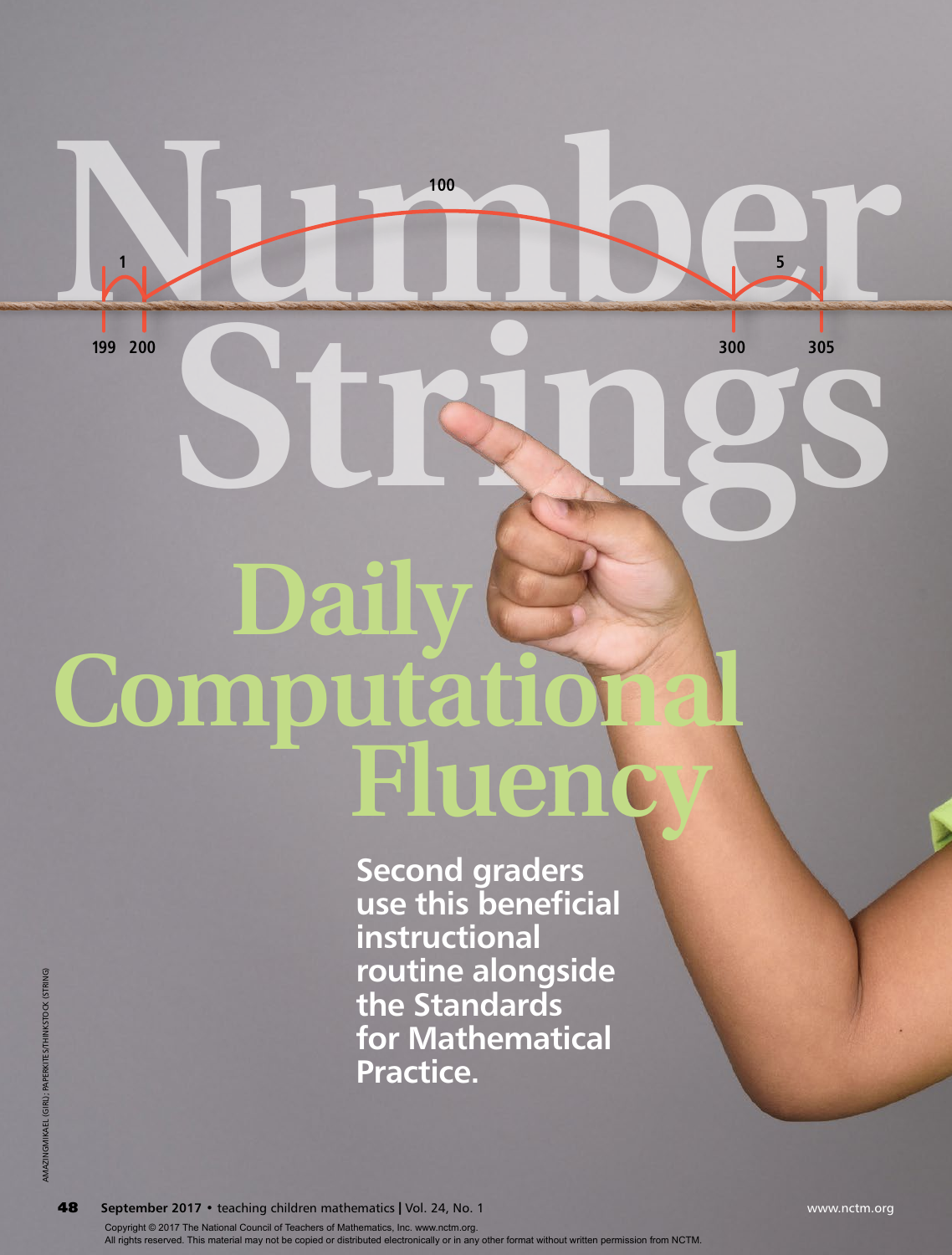# Number Strings

1 100 5

199 200 300 305

## Daily Computational Fluency

**Second graders use this beneficial instructional routine alongside the Standards for Mathematical Practice.**

AMAZINGMIKAEL (GIRL); PAPERKITES/THINKSTOCK (STRING)

Copyright © 2017 The National Council of Teachers of Mathematics, Inc. www.nctm.org.
All rights reserved. This material may not be copied or distributed electronically or in any other format without written permission from NCTM.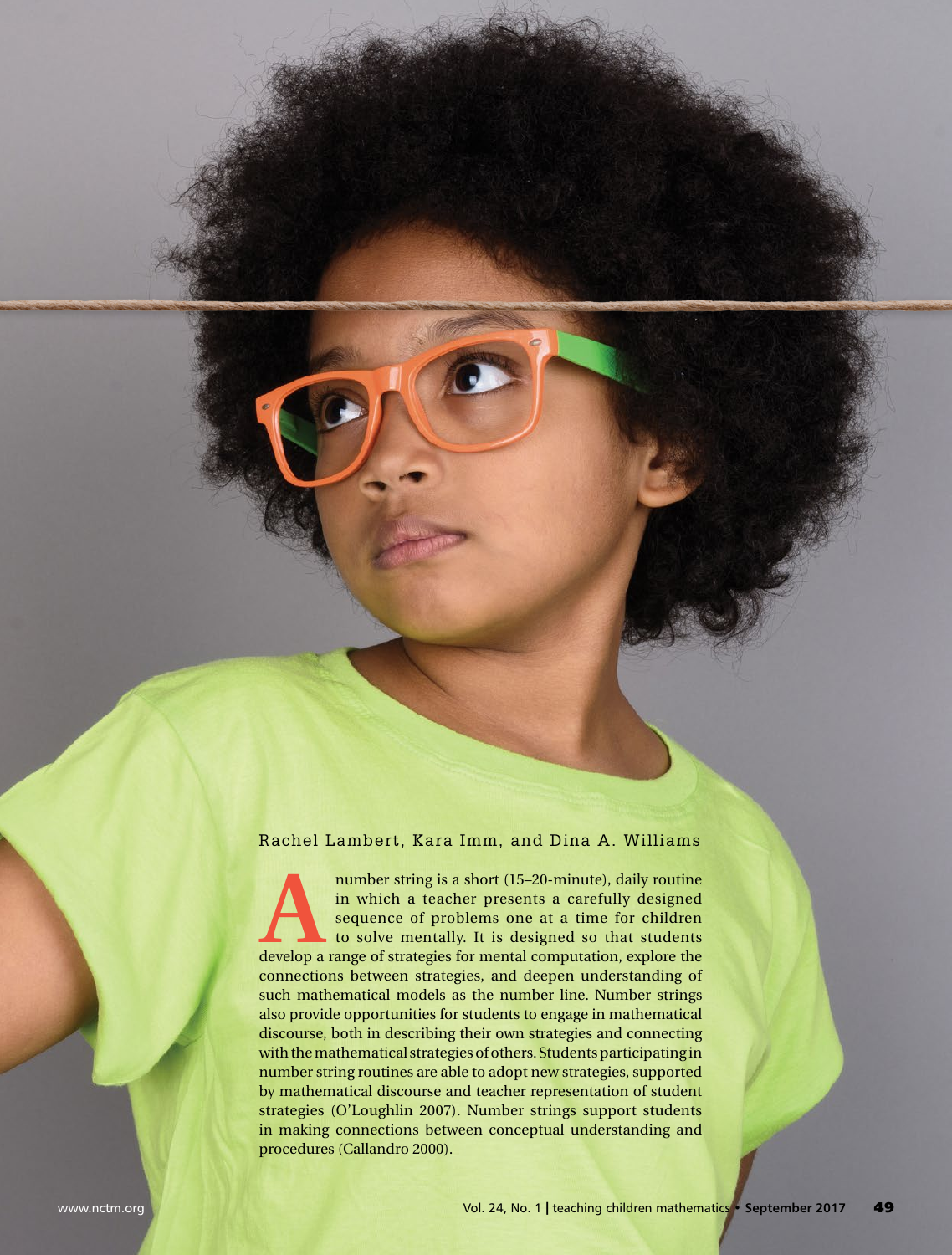Rachel Lambert, Kara Imm, and Dina A. Williams

A number string is a short (15–20-minute), daily routine in which a teacher presents a carefully designed sequence of problems one at a time for children to solve mentally. It is designed so that students develop a range of strategies for mental computation, explore the connections between strategies, and deepen understanding of such mathematical models as the number line. Number strings also provide opportunities for students to engage in mathematical discourse, both in describing their own strategies and connecting with the mathematical strategies of others. Students participating in number string routines are able to adopt new strategies, supported by mathematical discourse and teacher representation of student strategies (O'Loughlin 2007). Number strings support students in making connections between conceptual understanding and procedures (Callandro 2000).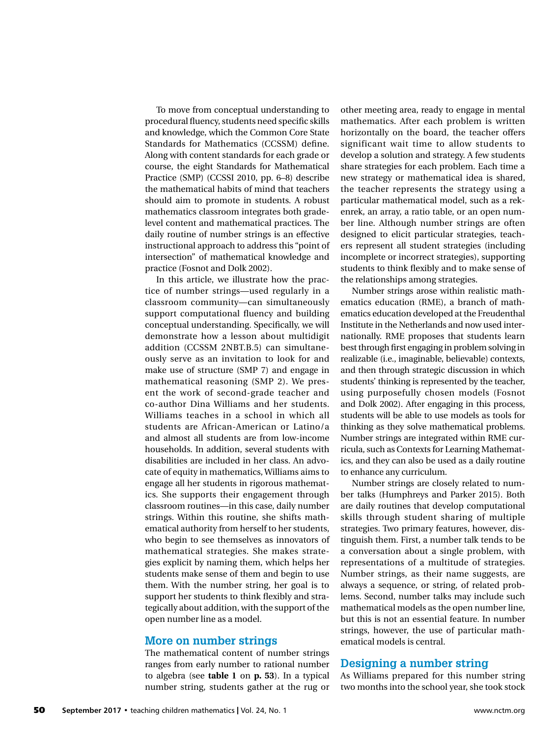To move from conceptual understanding to procedural fluency, students need specific skills and knowledge, which the Common Core State Standards for Mathematics (CCSSM) define. Along with content standards for each grade or course, the eight Standards for Mathematical Practice (SMP) (CCSSI 2010, pp. 6–8) describe the mathematical habits of mind that teachers should aim to promote in students. A robust mathematics classroom integrates both grade-level content and mathematical practices. The daily routine of number strings is an effective instructional approach to address this "point of intersection" of mathematical knowledge and practice (Fosnot and Dolk 2002).

In this article, we illustrate how the practice of number strings—used regularly in a classroom community—can simultaneously support computational fluency and building conceptual understanding. Specifically, we will demonstrate how a lesson about multidigit addition (CCSSM 2NBT.B.5) can simultaneously serve as an invitation to look for and make use of structure (SMP 7) and engage in mathematical reasoning (SMP 2). We present the work of second-grade teacher and co-author Dina Williams and her students. Williams teaches in a school in which all students are African-American or Latino/a and almost all students are from low-income households. In addition, several students with disabilities are included in her class. An advocate of equity in mathematics, Williams aims to engage all her students in rigorous mathematics. She supports their engagement through classroom routines—in this case, daily number strings. Within this routine, she shifts mathematical authority from herself to her students, who begin to see themselves as innovators of mathematical strategies. She makes strategies explicit by naming them, which helps her students make sense of them and begin to use them. With the number string, her goal is to support her students to think flexibly and strategically about addition, with the support of the open number line as a model.

## More on number strings

The mathematical content of number strings ranges from early number to rational number to algebra (see **table 1** on **p. 53**). In a typical number string, students gather at the rug or other meeting area, ready to engage in mental mathematics. After each problem is written horizontally on the board, the teacher offers significant wait time to allow students to develop a solution and strategy. A few students share strategies for each problem. Each time a new strategy or mathematical idea is shared, the teacher represents the strategy using a particular mathematical model, such as a rekenrek, an array, a ratio table, or an open number line. Although number strings are often designed to elicit particular strategies, teachers represent all student strategies (including incomplete or incorrect strategies), supporting students to think flexibly and to make sense of the relationships among strategies.

Number strings arose within realistic mathematics education (RME), a branch of mathematics education developed at the Freudenthal Institute in the Netherlands and now used internationally. RME proposes that students learn best through first engaging in problem solving in realizable (i.e., imaginable, believable) contexts, and then through strategic discussion in which students' thinking is represented by the teacher, using purposefully chosen models (Fosnot and Dolk 2002). After engaging in this process, students will be able to use models as tools for thinking as they solve mathematical problems. Number strings are integrated within RME curricula, such as Contexts for Learning Mathematics, and they can also be used as a daily routine to enhance any curriculum.

Number strings are closely related to number talks (Humphreys and Parker 2015). Both are daily routines that develop computational skills through student sharing of multiple strategies. Two primary features, however, distinguish them. First, a number talk tends to be a conversation about a single problem, with representations of a multitude of strategies. Number strings, as their name suggests, are always a sequence, or string, of related problems. Second, number talks may include such mathematical models as the open number line, but this is not an essential feature. In number strings, however, the use of particular mathematical models is central.

## Designing a number string

As Williams prepared for this number string two months into the school year, she took stock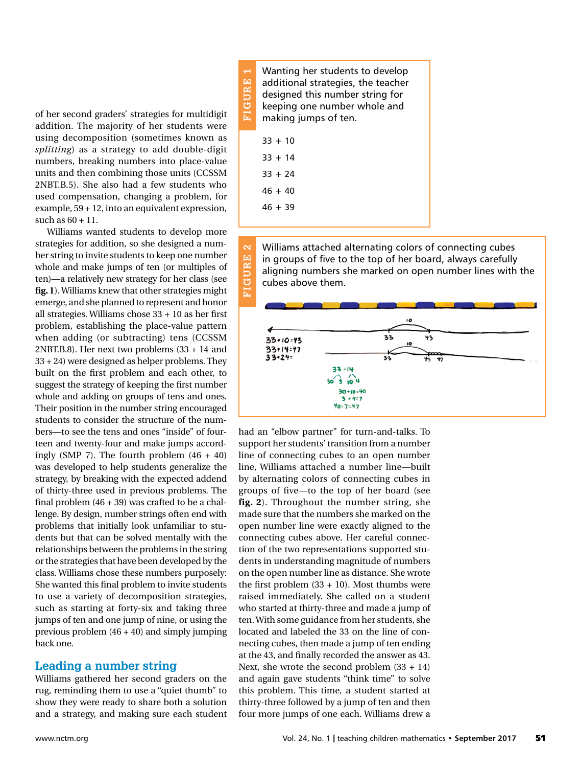of her second graders' strategies for multidigit addition. The majority of her students were using decomposition (sometimes known as *splitting*) as a strategy to add double-digit numbers, breaking numbers into place-value units and then combining those units (CCSSM 2NBT.B.5). She also had a few students who used compensation, changing a problem, for example, 59 + 12, into an equivalent expression, such as 60 + 11.

Williams wanted students to develop more strategies for addition, so she designed a number string to invite students to keep one number whole and make jumps of ten (or multiples of ten)—a relatively new strategy for her class (see **fig. 1**). Williams knew that other strategies might emerge, and she planned to represent and honor all strategies. Williams chose 33 + 10 as her first problem, establishing the place-value pattern when adding (or subtracting) tens (CCSSM 2NBT.B.8). Her next two problems (33 + 14 and 33 + 24) were designed as helper problems. They built on the first problem and each other, to suggest the strategy of keeping the first number whole and adding on groups of tens and ones. Their position in the number string encouraged students to consider the structure of the numbers—to see the tens and ones "inside" of fourteen and twenty-four and make jumps accordingly (SMP 7). The fourth problem (46 + 40) was developed to help students generalize the strategy, by breaking with the expected addend of thirty-three used in previous problems. The final problem (46 + 39) was crafted to be a challenge. By design, number strings often end with problems that initially look unfamiliar to students but that can be solved mentally with the relationships between the problems in the string or the strategies that have been developed by the class. Williams chose these numbers purposely: She wanted this final problem to invite students to use a variety of decomposition strategies, such as starting at forty-six and taking three jumps of ten and one jump of nine, or using the previous problem (46 + 40) and simply jumping back one.

**FIGURE 1**

Wanting her students to develop additional strategies, the teacher designed this number string for keeping one number whole and making jumps of ten.

33 + 10

33 + 14

33 + 24

46 + 40

46 + 39

**FIGURE 2**

Williams attached alternating colors of connecting cubes in groups of five to the top of her board, always carefully aligning numbers she marked on open number lines with the cubes above them.

33+10=43
33+14=47
33+24=

## Leading a number string

Williams gathered her second graders on the rug, reminding them to use a "quiet thumb" to show they were ready to share both a solution and a strategy, and making sure each student had an "elbow partner" for turn-and-talks. To support her students' transition from a number line of connecting cubes to an open number line, Williams attached a number line—built by alternating colors of connecting cubes in groups of five—to the top of her board (see **fig. 2**). Throughout the number string, she made sure that the numbers she marked on the open number line were exactly aligned to the connecting cubes above. Her careful connection of the two representations supported students in understanding magnitude of numbers on the open number line as distance. She wrote the first problem (33 + 10). Most thumbs were raised immediately. She called on a student who started at thirty-three and made a jump of ten. With some guidance from her students, she located and labeled the 33 on the line of connecting cubes, then made a jump of ten ending at the 43, and finally recorded the answer as 43. Next, she wrote the second problem (33 + 14) and again gave students "think time" to solve this problem. This time, a student started at thirty-three followed by a jump of ten and then four more jumps of one each. Williams drew a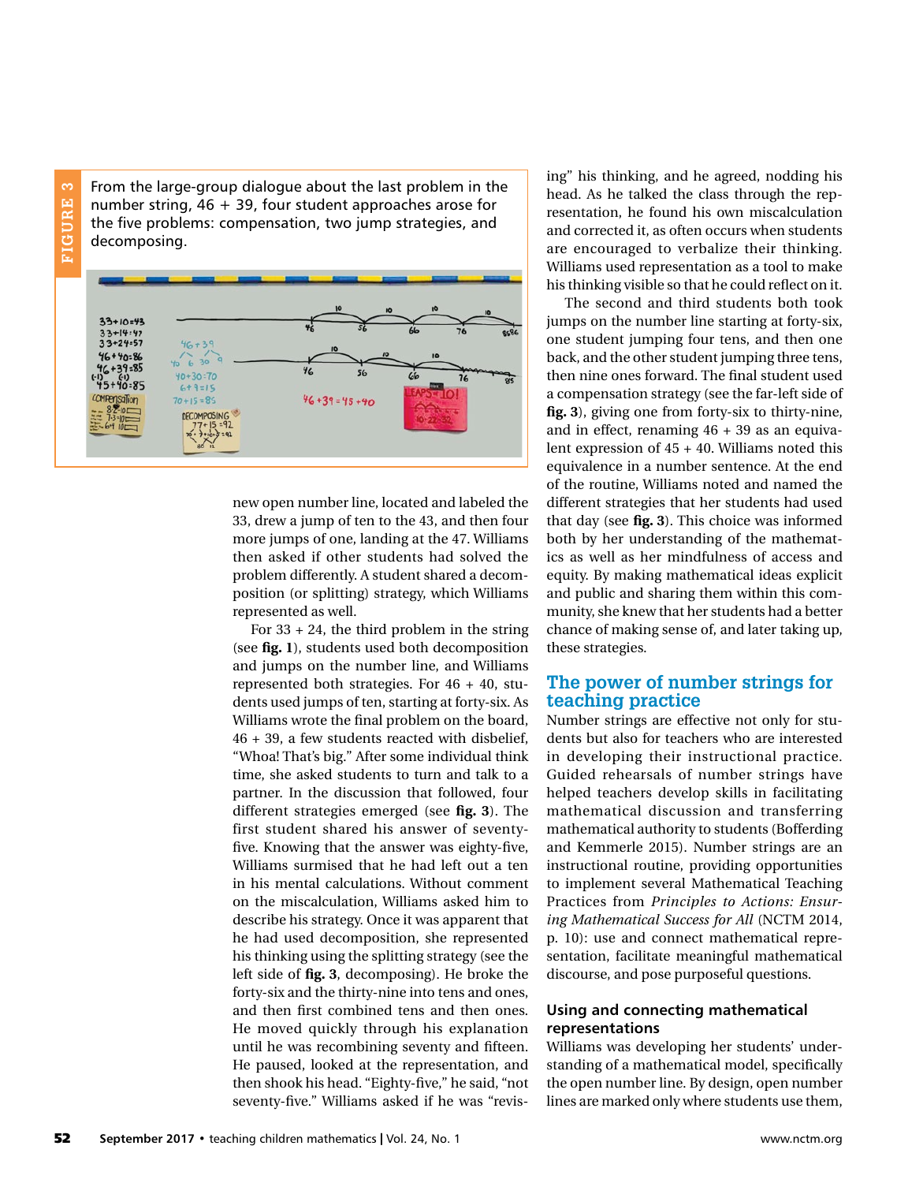FIGURE 3

From the large-group dialogue about the last problem in the number string, 46 + 39, four student approaches arose for the five problems: compensation, two jump strategies, and decomposing.

new open number line, located and labeled the 33, drew a jump of ten to the 43, and then four more jumps of one, landing at the 47. Williams then asked if other students had solved the problem differently. A student shared a decomposition (or splitting) strategy, which Williams represented as well.

For 33 + 24, the third problem in the string (see **fig. 1**), students used both decomposition and jumps on the number line, and Williams represented both strategies. For 46 + 40, students used jumps of ten, starting at forty-six. As Williams wrote the final problem on the board, 46 + 39, a few students reacted with disbelief, "Whoa! That's big." After some individual think time, she asked students to turn and talk to a partner. In the discussion that followed, four different strategies emerged (see **fig. 3**). The first student shared his answer of seventy-five. Knowing that the answer was eighty-five, Williams surmised that he had left out a ten in his mental calculations. Without comment on the miscalculation, Williams asked him to describe his strategy. Once it was apparent that he had used decomposition, she represented his thinking using the splitting strategy (see the left side of **fig. 3**, decomposing). He broke the forty-six and the thirty-nine into tens and ones, and then first combined tens and then ones. He moved quickly through his explanation until he was recombining seventy and fifteen. He paused, looked at the representation, and then shook his head. "Eighty-five," he said, "not seventy-five." Williams asked if he was "revising" his thinking, and he agreed, nodding his head. As he talked the class through the representation, he found his own miscalculation and corrected it, as often occurs when students are encouraged to verbalize their thinking. Williams used representation as a tool to make his thinking visible so that he could reflect on it.

The second and third students both took jumps on the number line starting at forty-six, one student jumping four tens, and then one back, and the other student jumping three tens, then nine ones forward. The final student used a compensation strategy (see the far-left side of **fig. 3**), giving one from forty-six to thirty-nine, and in effect, renaming 46 + 39 as an equivalent expression of 45 + 40. Williams noted this equivalence in a number sentence. At the end of the routine, Williams noted and named the different strategies that her students had used that day (see **fig. 3**). This choice was informed both by her understanding of the mathematics as well as her mindfulness of access and equity. By making mathematical ideas explicit and public and sharing them within this community, she knew that her students had a better chance of making sense of, and later taking up, these strategies.

## The power of number strings for teaching practice

Number strings are effective not only for students but also for teachers who are interested in developing their instructional practice. Guided rehearsals of number strings have helped teachers develop skills in facilitating mathematical discussion and transferring mathematical authority to students (Bofferding and Kemmerle 2015). Number strings are an instructional routine, providing opportunities to implement several Mathematical Teaching Practices from *Principles to Actions: Ensuring Mathematical Success for All* (NCTM 2014, p. 10): use and connect mathematical representation, facilitate meaningful mathematical discourse, and pose purposeful questions.

### Using and connecting mathematical representations

Williams was developing her students' understanding of a mathematical model, specifically the open number line. By design, open number lines are marked only where students use them,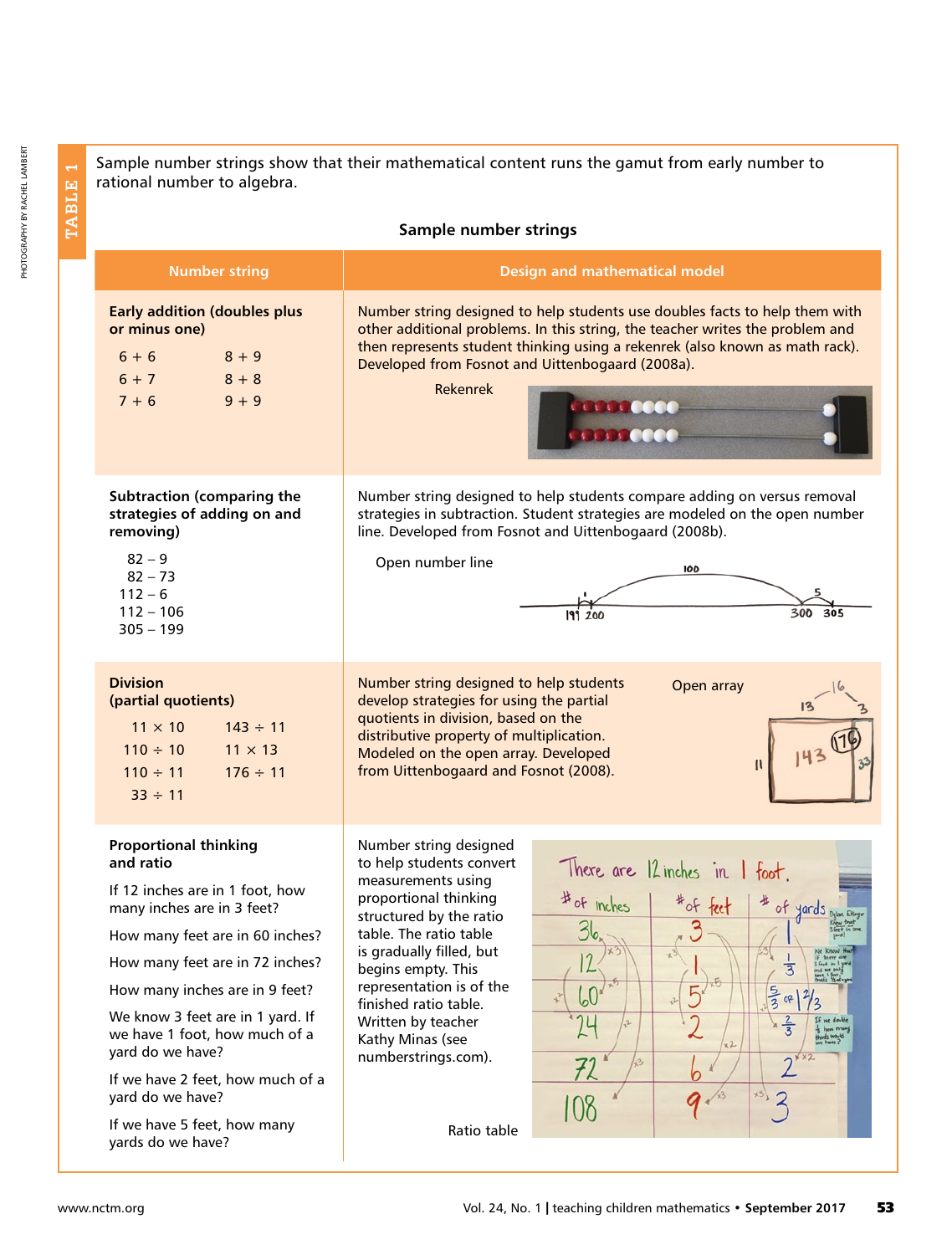**TABLE 1**

Sample number strings show that their mathematical content runs the gamut from early number to rational number to algebra.

### Sample number strings

| Number string | Design and mathematical model |
|---|---|
| **Early addition (doubles plus or minus one)**<br>6 + 6<br>6 + 7<br>7 + 6<br>8 + 9<br>8 + 8<br>9 + 9 | Number string designed to help students use doubles facts to help them with other additional problems. In this string, the teacher writes the problem and then represents student thinking using a rekenrek (also known as math rack). Developed from Fosnot and Uittenbogaard (2008a).<br>Rekenrek |
| **Subtraction (comparing the strategies of adding on and removing)**<br>82 – 9<br>82 – 73<br>112 – 6<br>112 – 106<br>305 – 199 | Number string designed to help students compare adding on versus removal strategies in subtraction. Student strategies are modeled on the open number line. Developed from Fosnot and Uittenbogaard (2008b).<br>Open number line |
| **Division (partial quotients)**<br>11 × 10<br>110 ÷ 10<br>110 ÷ 11<br>33 ÷ 11<br>143 ÷ 11<br>11 × 13<br>176 ÷ 11 | Number string designed to help students develop strategies for using the partial quotients in division, based on the distributive property of multiplication. Modeled on the open array. Developed from Uittenbogaard and Fosnot (2008).<br>Open array |
| **Proportional thinking and ratio**<br>If 12 inches are in 1 foot, how many inches are in 3 feet?<br>How many feet are in 60 inches?<br>How many feet are in 72 inches?<br>How many inches are in 9 feet?<br>We know 3 feet are in 1 yard. If we have 1 foot, how much of a yard do we have?<br>If we have 2 feet, how much of a yard do we have?<br>If we have 5 feet, how many yards do we have? | Number string designed to help students convert measurements using proportional thinking structured by the ratio table. The ratio table is gradually filled, but begins empty. This representation is of the finished ratio table. Written by teacher Kathy Minas (see numberstrings.com).<br>Ratio table |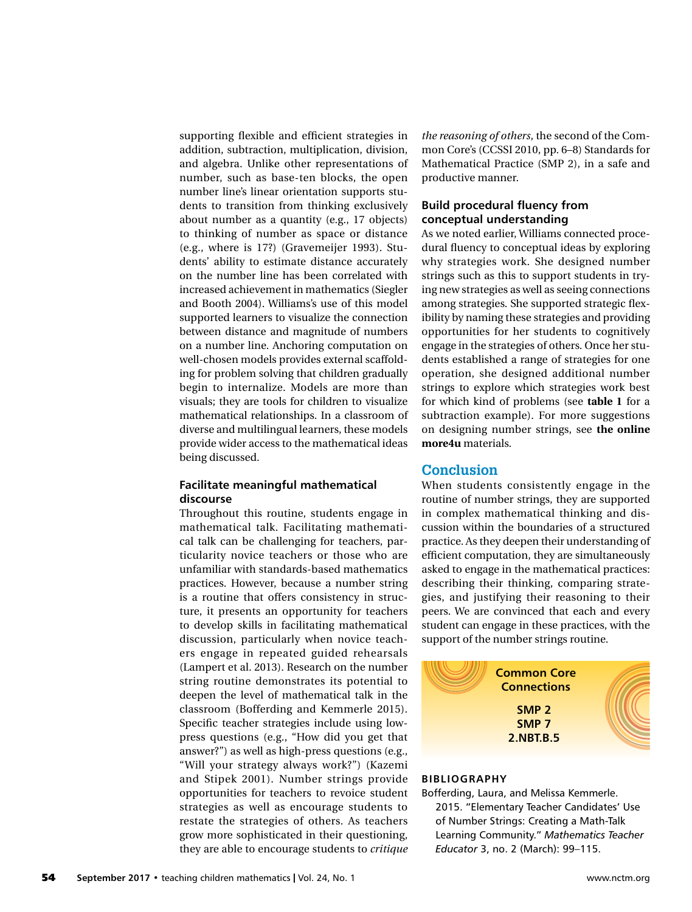supporting flexible and efficient strategies in addition, subtraction, multiplication, division, and algebra. Unlike other representations of number, such as base-ten blocks, the open number line's linear orientation supports students to transition from thinking exclusively about number as a quantity (e.g., 17 objects) to thinking of number as space or distance (e.g., where is 17?) (Gravemeijer 1993). Students' ability to estimate distance accurately on the number line has been correlated with increased achievement in mathematics (Siegler and Booth 2004). Williams's use of this model supported learners to visualize the connection between distance and magnitude of numbers on a number line. Anchoring computation on well-chosen models provides external scaffolding for problem solving that children gradually begin to internalize. Models are more than visuals; they are tools for children to visualize mathematical relationships. In a classroom of diverse and multilingual learners, these models provide wider access to the mathematical ideas being discussed.

### Facilitate meaningful mathematical discourse

Throughout this routine, students engage in mathematical talk. Facilitating mathematical talk can be challenging for teachers, particularity novice teachers or those who are unfamiliar with standards-based mathematics practices. However, because a number string is a routine that offers consistency in structure, it presents an opportunity for teachers to develop skills in facilitating mathematical discussion, particularly when novice teachers engage in repeated guided rehearsals (Lampert et al. 2013). Research on the number string routine demonstrates its potential to deepen the level of mathematical talk in the classroom (Bofferding and Kemmerle 2015). Specific teacher strategies include using low-press questions (e.g., "How did you get that answer?") as well as high-press questions (e.g., "Will your strategy always work?") (Kazemi and Stipek 2001). Number strings provide opportunities for teachers to revoice student strategies as well as encourage students to restate the strategies of others. As teachers grow more sophisticated in their questioning, they are able to encourage students to *critique the reasoning of others*, the second of the Common Core's (CCSSI 2010, pp. 6–8) Standards for Mathematical Practice (SMP 2), in a safe and productive manner.

### Build procedural fluency from conceptual understanding

As we noted earlier, Williams connected procedural fluency to conceptual ideas by exploring why strategies work. She designed number strings such as this to support students in trying new strategies as well as seeing connections among strategies. She supported strategic flexibility by naming these strategies and providing opportunities for her students to cognitively engage in the strategies of others. Once her students established a range of strategies for one operation, she designed additional number strings to explore which strategies work best for which kind of problems (see **table 1** for a subtraction example). For more suggestions on designing number strings, see **the online more4u** materials.

## Conclusion

When students consistently engage in the routine of number strings, they are supported in complex mathematical thinking and discussion within the boundaries of a structured practice. As they deepen their understanding of efficient computation, they are simultaneously asked to engage in the mathematical practices: describing their thinking, comparing strategies, and justifying their reasoning to their peers. We are convinced that each and every student can engage in these practices, with the support of the number strings routine.

**Common Core Connections**

**SMP 2**
**SMP 7**
**2.NBT.B.5**

#### BIBLIOGRAPHY

Bofferding, Laura, and Melissa Kemmerle. 2015. "Elementary Teacher Candidates' Use of Number Strings: Creating a Math-Talk Learning Community." *Mathematics Teacher Educator* 3, no. 2 (March): 99–115.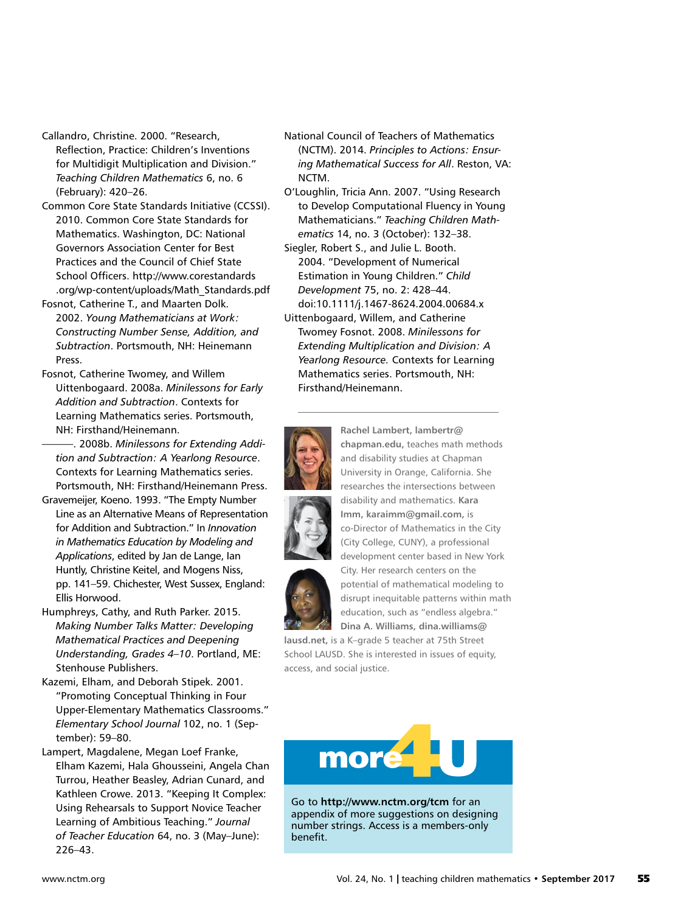Callandro, Christine. 2000. "Research, Reflection, Practice: Children's Inventions for Multidigit Multiplication and Division." *Teaching Children Mathematics* 6, no. 6 (February): 420–26.

Common Core State Standards Initiative (CCSSI). 2010. Common Core State Standards for Mathematics. Washington, DC: National Governors Association Center for Best Practices and the Council of Chief State School Officers. http://www.corestandards.org/wp-content/uploads/Math_Standards.pdf

Fosnot, Catherine T., and Maarten Dolk. 2002. *Young Mathematicians at Work: Constructing Number Sense, Addition, and Subtraction*. Portsmouth, NH: Heinemann Press.

Fosnot, Catherine Twomey, and Willem Uittenbogaard. 2008a. *Minilessons for Early Addition and Subtraction*. Contexts for Learning Mathematics series. Portsmouth, NH: Firsthand/Heinemann.

———. 2008b. *Minilessons for Extending Addition and Subtraction: A Yearlong Resource*. Contexts for Learning Mathematics series. Portsmouth, NH: Firsthand/Heinemann Press.

Gravemeijer, Koeno. 1993. "The Empty Number Line as an Alternative Means of Representation for Addition and Subtraction." In *Innovation in Mathematics Education by Modeling and Applications*, edited by Jan de Lange, Ian Huntly, Christine Keitel, and Mogens Niss, pp. 141–59. Chichester, West Sussex, England: Ellis Horwood.

Humphreys, Cathy, and Ruth Parker. 2015. *Making Number Talks Matter: Developing Mathematical Practices and Deepening Understanding, Grades 4–10*. Portland, ME: Stenhouse Publishers.

Kazemi, Elham, and Deborah Stipek. 2001. "Promoting Conceptual Thinking in Four Upper-Elementary Mathematics Classrooms." *Elementary School Journal* 102, no. 1 (September): 59–80.

Lampert, Magdalene, Megan Loef Franke, Elham Kazemi, Hala Ghousseini, Angela Chan Turrou, Heather Beasley, Adrian Cunard, and Kathleen Crowe. 2013. "Keeping It Complex: Using Rehearsals to Support Novice Teacher Learning of Ambitious Teaching." *Journal of Teacher Education* 64, no. 3 (May–June): 226–43.

National Council of Teachers of Mathematics (NCTM). 2014. *Principles to Actions: Ensuring Mathematical Success for All*. Reston, VA: NCTM.

O'Loughlin, Tricia Ann. 2007. "Using Research to Develop Computational Fluency in Young Mathematicians." *Teaching Children Mathematics* 14, no. 3 (October): 132–38.

Siegler, Robert S., and Julie L. Booth. 2004. "Development of Numerical Estimation in Young Children." *Child Development* 75, no. 2: 428–44. doi:10.1111/j.1467-8624.2004.00684.x

Uittenbogaard, Willem, and Catherine Twomey Fosnot. 2008. *Minilessons for Extending Multiplication and Division: A Yearlong Resource.* Contexts for Learning Mathematics series. Portsmouth, NH: Firsthand/Heinemann.

---

**Rachel Lambert, lambertr@chapman.edu,** teaches math methods and disability studies at Chapman University in Orange, California. She researches the intersections between disability and mathematics. **Kara Imm, karaimm@gmail.com,** is co-Director of Mathematics in the City (City College, CUNY), a professional development center based in New York City. Her research centers on the potential of mathematical modeling to disrupt inequitable patterns within math education, such as "endless algebra." **Dina A. Williams, dina.williams@lausd.net,** is a K–grade 5 teacher at 75th Street School LAUSD. She is interested in issues of equity, access, and social justice.

**more4U**

Go to **http://www.nctm.org/tcm** for an appendix of more suggestions on designing number strings. Access is a members-only benefit.